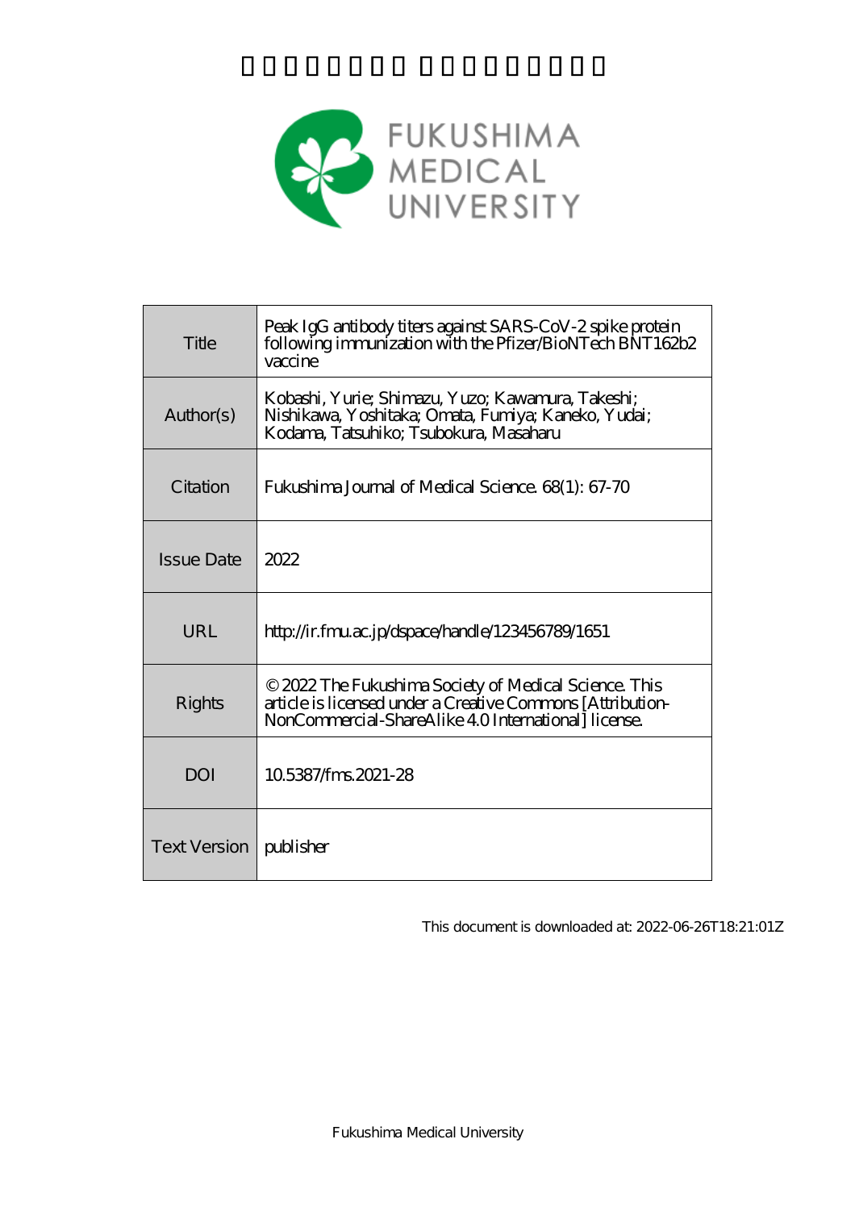| Title | Peak IgG antibody titers against SARS-CoV-2 spike protein following immunization with the Pfizer/BioNTech BNT162b2 vaccine |
|---|---|
| Author(s) | Kobashi, Yurie; Shimazu, Yuzo; Kawamura, Takeshi; Nishikawa, Yoshitaka; Omata, Fumiya; Kaneko, Yudai; Kodama, Tatsuhiko; Tsubokura, Masaharu |
| Citation | Fukushima Journal of Medical Science. 68(1): 67-70 |
| Issue Date | 2022 |
| URL | http://ir.fmu.ac.jp/dspace/handle/123456789/1651 |
| Rights | © 2022 The Fukushima Society of Medical Science. This article is licensed under a Creative Commons [Attribution-NonCommercial-ShareAlike 4.0 International] license. |
| DOI | 10.5387/fms.2021-28 |
| Text Version | publisher |

This document is downloaded at: 2022-06-26T18:21:01Z

Fukushima Medical University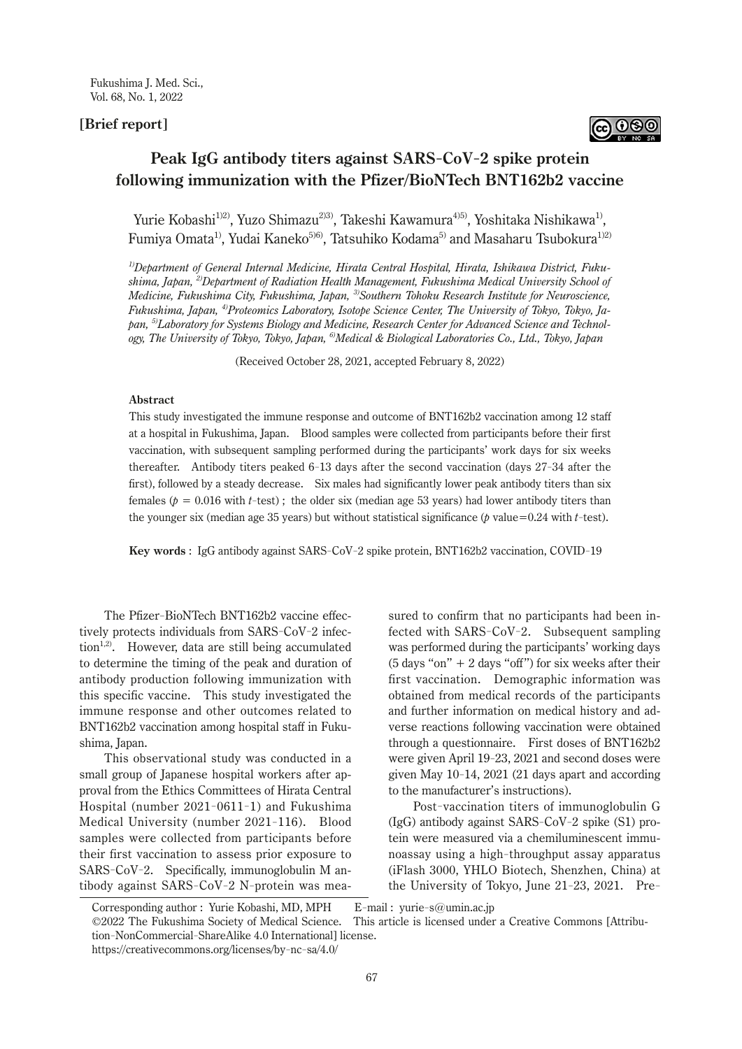[Brief report]

# Peak IgG antibody titers against SARS-CoV-2 spike protein following immunization with the Pfizer/BioNTech BNT162b2 vaccine

Yurie Kobashi[1)2)], Yuzo Shimazu[2)3)], Takeshi Kawamura[4)5)], Yoshitaka Nishikawa[1)], Fumiya Omata[1)], Yudai Kaneko[5)6)], Tatsuhiko Kodama[5)] and Masaharu Tsubokura[1)2)]

*[1)]Department of General Internal Medicine, Hirata Central Hospital, Hirata, Ishikawa District, Fukushima, Japan, [2)]Department of Radiation Health Management, Fukushima Medical University School of Medicine, Fukushima City, Fukushima, Japan, [3)]Southern Tohoku Research Institute for Neuroscience, Fukushima, Japan, [4)]Proteomics Laboratory, Isotope Science Center, The University of Tokyo, Tokyo, Japan, [5)]Laboratory for Systems Biology and Medicine, Research Center for Advanced Science and Technology, The University of Tokyo, Tokyo, Japan, [6)]Medical & Biological Laboratories Co., Ltd., Tokyo, Japan*

(Received October 28, 2021, accepted February 8, 2022)

## Abstract

This study investigated the immune response and outcome of BNT162b2 vaccination among 12 staff at a hospital in Fukushima, Japan. Blood samples were collected from participants before their first vaccination, with subsequent sampling performed during the participants' work days for six weeks thereafter. Antibody titers peaked 6-13 days after the second vaccination (days 27-34 after the first), followed by a steady decrease. Six males had significantly lower peak antibody titers than six females ($p = 0.016$ with $t$-test) ; the older six (median age 53 years) had lower antibody titers than the younger six (median age 35 years) but without statistical significance ($p$ value$=0.24$ with $t$-test).

**Key words** : IgG antibody against SARS-CoV-2 spike protein, BNT162b2 vaccination, COVID-19

The Pfizer-BioNTech BNT162b2 vaccine effectively protects individuals from SARS-CoV-2 infection[1,2]. However, data are still being accumulated to determine the timing of the peak and duration of antibody production following immunization with this specific vaccine. This study investigated the immune response and other outcomes related to BNT162b2 vaccination among hospital staff in Fukushima, Japan.

This observational study was conducted in a small group of Japanese hospital workers after approval from the Ethics Committees of Hirata Central Hospital (number 2021-0611-1) and Fukushima Medical University (number 2021-116). Blood samples were collected from participants before their first vaccination to assess prior exposure to SARS-CoV-2. Specifically, immunoglobulin M antibody against SARS-CoV-2 N-protein was measured to confirm that no participants had been infected with SARS-CoV-2. Subsequent sampling was performed during the participants' working days (5 days "on" + 2 days "off") for six weeks after their first vaccination. Demographic information was obtained from medical records of the participants and further information on medical history and adverse reactions following vaccination were obtained through a questionnaire. First doses of BNT162b2 were given April 19-23, 2021 and second doses were given May 10-14, 2021 (21 days apart and according to the manufacturer's instructions).

Post-vaccination titers of immunoglobulin G (IgG) antibody against SARS-CoV-2 spike (S1) protein were measured via a chemiluminescent immunoassay using a high-throughput assay apparatus (iFlash 3000, YHLO Biotech, Shenzhen, China) at the University of Tokyo, June 21-23, 2021. Pre-

Corresponding author : Yurie Kobashi, MD, MPH E-mail : yurie-s@umin.ac.jp

©2022 The Fukushima Society of Medical Science. This article is licensed under a Creative Commons [Attribution-NonCommercial-ShareAlike 4.0 International] license.
https://creativecommons.org/licenses/by-nc-sa/4.0/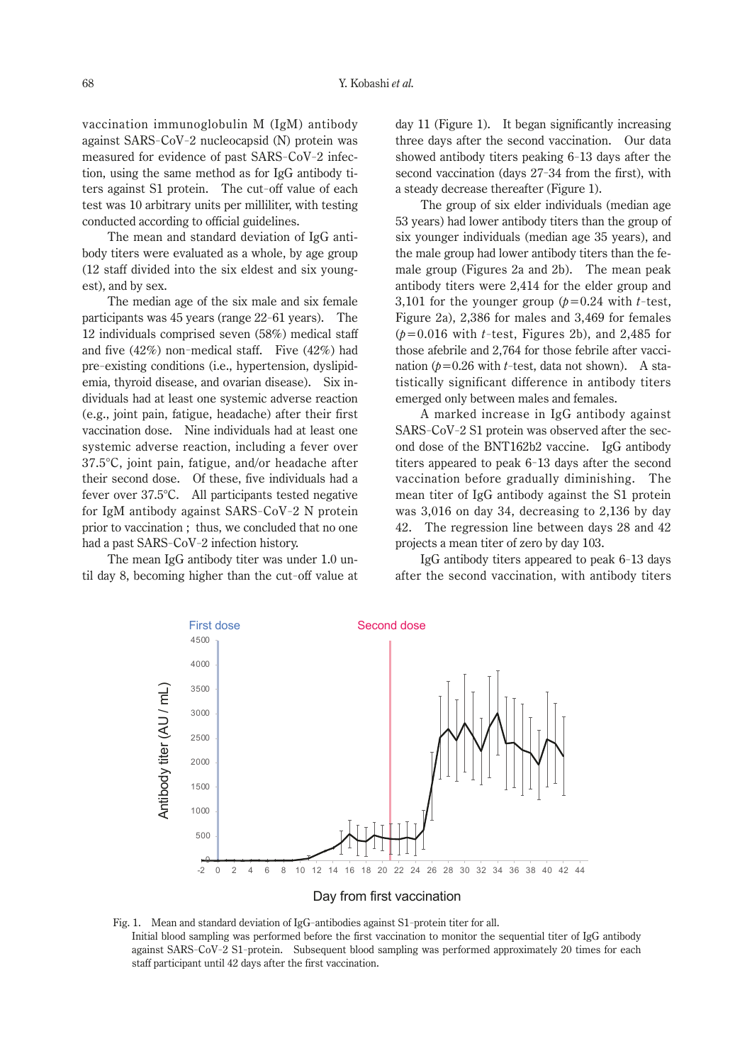vaccination immunoglobulin M (IgM) antibody against SARS-CoV-2 nucleocapsid (N) protein was measured for evidence of past SARS-CoV-2 infection, using the same method as for IgG antibody titers against S1 protein. The cut-off value of each test was 10 arbitrary units per milliliter, with testing conducted according to official guidelines.

The mean and standard deviation of IgG antibody titers were evaluated as a whole, by age group (12 staff divided into the six eldest and six youngest), and by sex.

The median age of the six male and six female participants was 45 years (range 22-61 years). The 12 individuals comprised seven (58%) medical staff and five (42%) non-medical staff. Five (42%) had pre-existing conditions (i.e., hypertension, dyslipidemia, thyroid disease, and ovarian disease). Six individuals had at least one systemic adverse reaction (e.g., joint pain, fatigue, headache) after their first vaccination dose. Nine individuals had at least one systemic adverse reaction, including a fever over 37.5℃, joint pain, fatigue, and/or headache after their second dose. Of these, five individuals had a fever over 37.5℃. All participants tested negative for IgM antibody against SARS-CoV-2 N protein prior to vaccination; thus, we concluded that no one had a past SARS-CoV-2 infection history.

The mean IgG antibody titer was under 1.0 until day 8, becoming higher than the cut-off value at day 11 (Figure 1). It began significantly increasing three days after the second vaccination. Our data showed antibody titers peaking 6-13 days after the second vaccination (days 27-34 from the first), with a steady decrease thereafter (Figure 1).

The group of six elder individuals (median age 53 years) had lower antibody titers than the group of six younger individuals (median age 35 years), and the male group had lower antibody titers than the female group (Figures 2a and 2b). The mean peak antibody titers were 2,414 for the elder group and 3,101 for the younger group ($p$=0.24 with $t$-test, Figure 2a), 2,386 for males and 3,469 for females ($p$=0.016 with $t$-test, Figures 2b), and 2,485 for those afebrile and 2,764 for those febrile after vaccination ($p$=0.26 with $t$-test, data not shown). A statistically significant difference in antibody titers emerged only between males and females.

A marked increase in IgG antibody against SARS-CoV-2 S1 protein was observed after the second dose of the BNT162b2 vaccine. IgG antibody titers appeared to peak 6-13 days after the second vaccination before gradually diminishing. The mean titer of IgG antibody against the S1 protein was 3,016 on day 34, decreasing to 2,136 by day 42. The regression line between days 28 and 42 projects a mean titer of zero by day 103.

IgG antibody titers appeared to peak 6-13 days after the second vaccination, with antibody titers

Fig. 1. Mean and standard deviation of IgG-antibodies against S1-protein titer for all.
Initial blood sampling was performed before the first vaccination to monitor the sequential titer of IgG antibody against SARS-CoV-2 S1-protein. Subsequent blood sampling was performed approximately 20 times for each staff participant until 42 days after the first vaccination.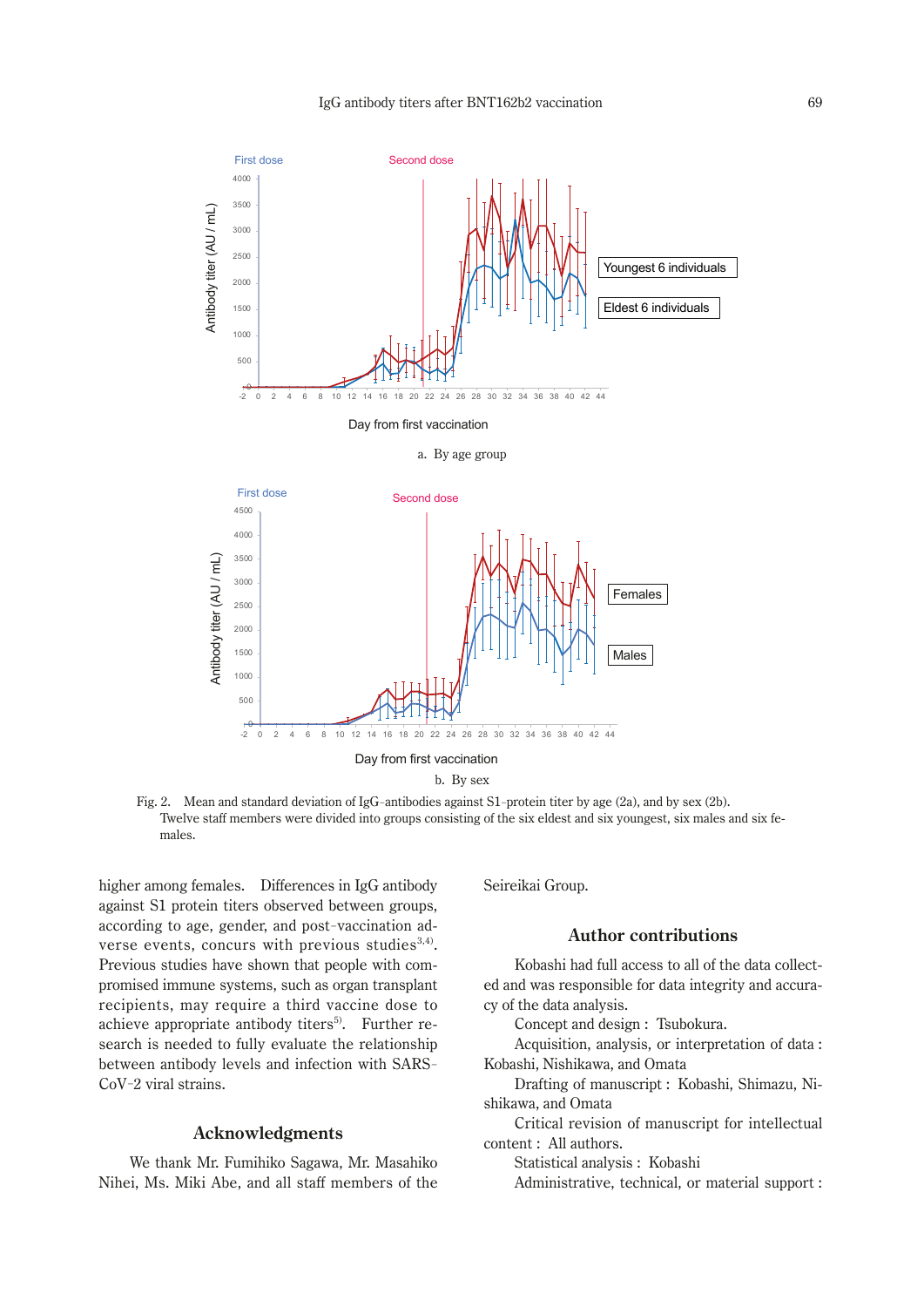a. By age group

b. By sex

Fig. 2. Mean and standard deviation of IgG-antibodies against S1-protein titer by age (2a), and by sex (2b). Twelve staff members were divided into groups consisting of the six eldest and six youngest, six males and six females.

higher among females. Differences in IgG antibody against S1 protein titers observed between groups, according to age, gender, and post-vaccination adverse events, concurs with previous studies[3,4]. Previous studies have shown that people with compromised immune systems, such as organ transplant recipients, may require a third vaccine dose to achieve appropriate antibody titers[5]. Further research is needed to fully evaluate the relationship between antibody levels and infection with SARS-CoV-2 viral strains.

## Acknowledgments

We thank Mr. Fumihiko Sagawa, Mr. Masahiko Nihei, Ms. Miki Abe, and all staff members of the Seireikai Group.

## Author contributions

Kobashi had full access to all of the data collected and was responsible for data integrity and accuracy of the data analysis.

Concept and design : Tsubokura.

Acquisition, analysis, or interpretation of data : Kobashi, Nishikawa, and Omata

Drafting of manuscript : Kobashi, Shimazu, Nishikawa, and Omata

Critical revision of manuscript for intellectual content : All authors.

Statistical analysis : Kobashi

Administrative, technical, or material support :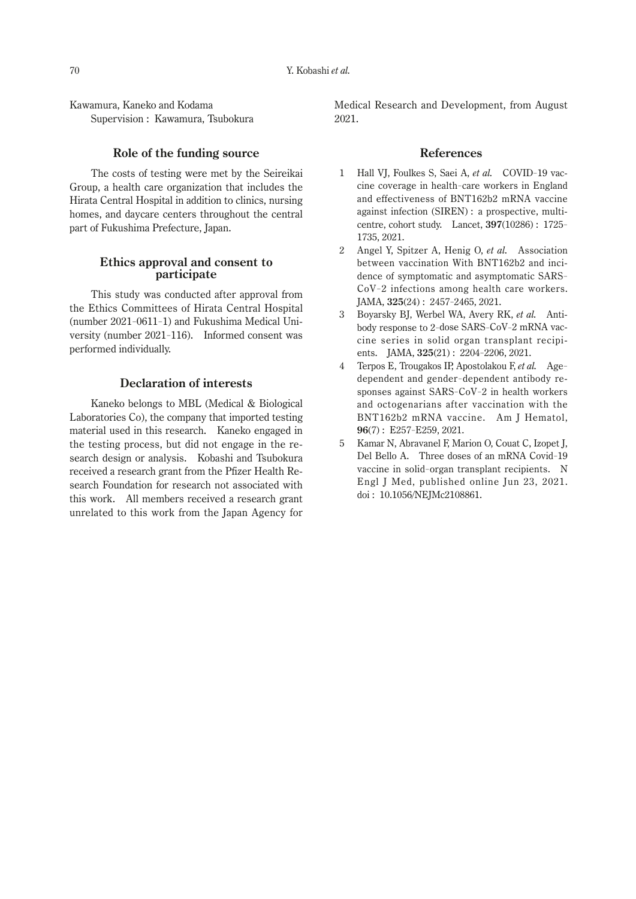Kawamura, Kaneko and Kodama

Supervision : Kawamura, Tsubokura

## Role of the funding source

The costs of testing were met by the Seireikai Group, a health care organization that includes the Hirata Central Hospital in addition to clinics, nursing homes, and daycare centers throughout the central part of Fukushima Prefecture, Japan.

## Ethics approval and consent to participate

This study was conducted after approval from the Ethics Committees of Hirata Central Hospital (number 2021-0611-1) and Fukushima Medical University (number 2021-116). Informed consent was performed individually.

## Declaration of interests

Kaneko belongs to MBL (Medical & Biological Laboratories Co), the company that imported testing material used in this research. Kaneko engaged in the testing process, but did not engage in the research design or analysis. Kobashi and Tsubokura received a research grant from the Pfizer Health Research Foundation for research not associated with this work. All members received a research grant unrelated to this work from the Japan Agency for Medical Research and Development, from August 2021.

## References

1. Hall VJ, Foulkes S, Saei A, *et al.* COVID-19 vaccine coverage in health-care workers in England and effectiveness of BNT162b2 mRNA vaccine against infection (SIREN) : a prospective, multicentre, cohort study. Lancet, **397**(10286) : 1725-1735, 2021.
2. Angel Y, Spitzer A, Henig O, *et al.* Association between vaccination With BNT162b2 and incidence of symptomatic and asymptomatic SARS-CoV-2 infections among health care workers. JAMA, **325**(24) : 2457-2465, 2021.
3. Boyarsky BJ, Werbel WA, Avery RK, *et al.* Antibody response to 2-dose SARS-CoV-2 mRNA vaccine series in solid organ transplant recipients. JAMA, **325**(21) : 2204-2206, 2021.
4. Terpos E, Trougakos IP, Apostolakou F, *et al.* Age-dependent and gender-dependent antibody responses against SARS-CoV-2 in health workers and octogenarians after vaccination with the BNT162b2 mRNA vaccine. Am J Hematol, **96**(7) : E257-E259, 2021.
5. Kamar N, Abravanel F, Marion O, Couat C, Izopet J, Del Bello A. Three doses of an mRNA Covid-19 vaccine in solid-organ transplant recipients. N Engl J Med, published online Jun 23, 2021. doi : 10.1056/NEJMc2108861.